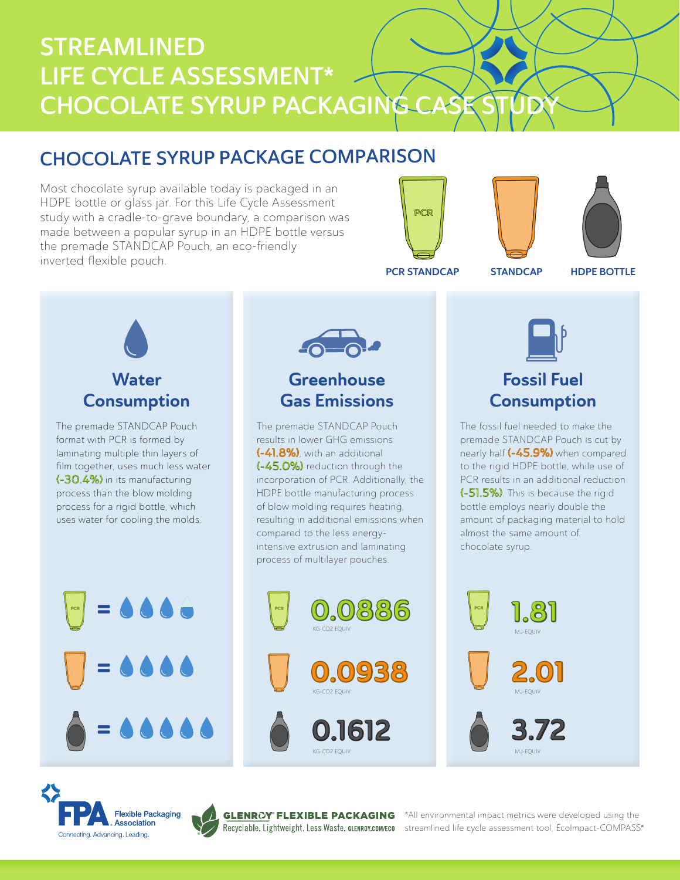# STREAMLINED LIFE CYCLE ASSESSMENT* CHOCOLATE SYRUP PACKAGING CASE STUDY

## CHOCOLATE SYRUP PACKAGE COMPARISON

Most chocolate syrup available today is packaged in an HDPE bottle or glass jar. For this Life Cycle Assessment study with a cradle-to-grave boundary, a comparison was made between a popular syrup in an HDPE bottle versus the premade STANDCAP Pouch, an eco-friendly inverted flexible pouch.

PCR STANDCAP | STANDCAP | HDPE BOTTLE

### Water Consumption

The premade STANDCAP Pouch format with PCR is formed by laminating multiple thin layers of film together, uses much less water **(-30.4%)** in its manufacturing process than the blow molding process for a rigid bottle, which uses water for cooling the molds.

### Greenhouse Gas Emissions

The premade STANDCAP Pouch results in lower GHG emissions **(-41.8%)**, with an additional **(-45.0%)** reduction through the incorporation of PCR. Additionally, the HDPE bottle manufacturing process of blow molding requires heating, resulting in additional emissions when compared to the less energy-intensive extrusion and laminating process of multilayer pouches.

| Package | GHG Emissions |
|---|---|
| PCR STANDCAP | 0.0886 KG-CO2 EQUIV |
| STANDCAP | 0.0938 KG-CO2 EQUIV |
| HDPE BOTTLE | 0.1612 KG-CO2 EQUIV |

### Fossil Fuel Consumption

The fossil fuel needed to make the premade STANDCAP Pouch is cut by nearly half **(-45.9%)** when compared to the rigid HDPE bottle, while use of PCR results in an additional reduction **(-51.5%)**. This is because the rigid bottle employs nearly double the amount of packaging material to hold almost the same amount of chocolate syrup.

| Package | Fossil Fuel Consumption |
|---|---|
| PCR STANDCAP | 1.81 MJ-EQUIV |
| STANDCAP | 2.01 MJ-EQUIV |
| HDPE BOTTLE | 3.72 MJ-EQUIV |

FPA Flexible Packaging Association — Connecting. Advancing. Leading.

GLENROY® FLEXIBLE PACKAGING — Recyclable. Lightweight. Less Waste. GLENROY.COM/ECO

*All environmental impact metrics were developed using the streamlined life cycle assessment tool, EcoImpact-COMPASS®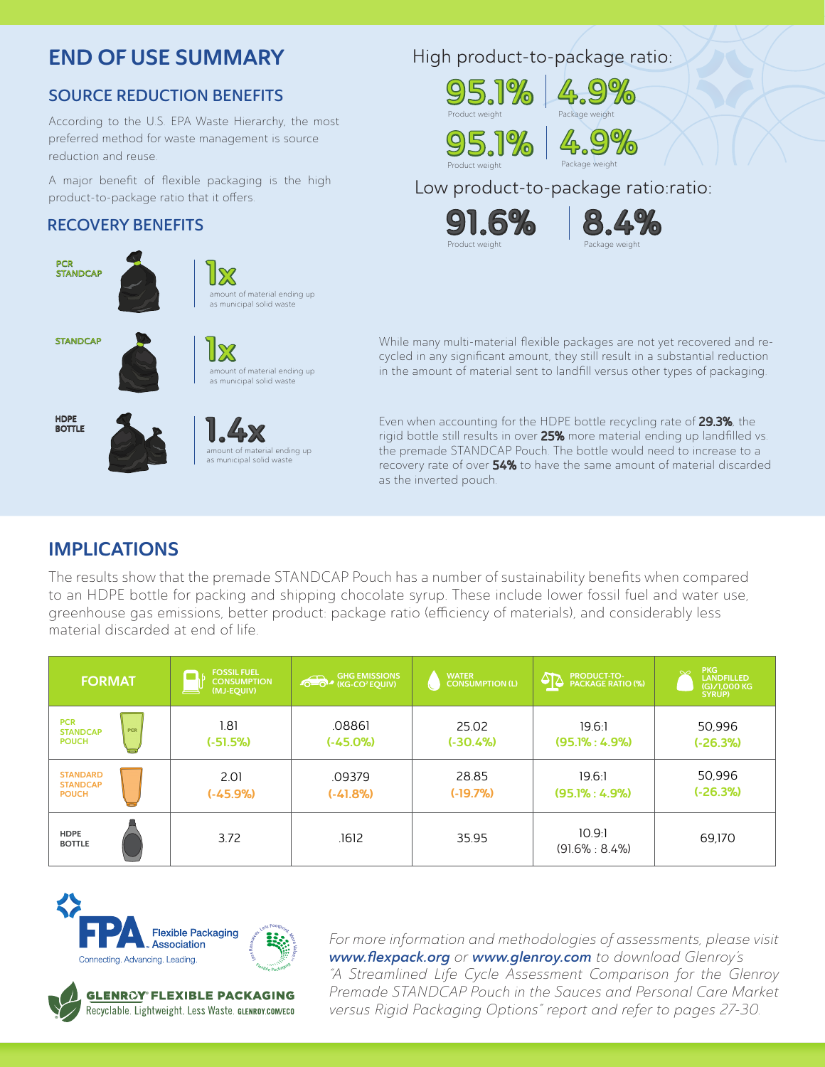# END OF USE SUMMARY

## SOURCE REDUCTION BENEFITS

According to the U.S. EPA Waste Hierarchy, the most preferred method for waste management is source reduction and reuse.

A major benefit of flexible packaging is the high product-to-package ratio that it offers.

High product-to-package ratio:

**95.1%** Product weight | **4.9%** Package weight

**95.1%** Product weight | **4.9%** Package weight

Low product-to-package ratio:ratio:

**91.6%** Product weight | **8.4%** Package weight

## RECOVERY BENEFITS

PCR STANDCAP — **1x** amount of material ending up as municipal solid waste

STANDCAP — **1x** amount of material ending up as municipal solid waste

HDPE BOTTLE — **1.4x** amount of material ending up as municipal solid waste

While many multi-material flexible packages are not yet recovered and recycled in any significant amount, they still result in a substantial reduction in the amount of material sent to landfill versus other types of packaging.

Even when accounting for the HDPE bottle recycling rate of **29.3%**, the rigid bottle still results in over **25%** more material ending up landfilled vs. the premade STANDCAP Pouch. The bottle would need to increase to a recovery rate of over **54%** to have the same amount of material discarded as the inverted pouch.

## IMPLICATIONS

The results show that the premade STANDCAP Pouch has a number of sustainability benefits when compared to an HDPE bottle for packing and shipping chocolate syrup. These include lower fossil fuel and water use, greenhouse gas emissions, better product: package ratio (efficiency of materials), and considerably less material discarded at end of life.

| FORMAT | FOSSIL FUEL CONSUMPTION (MJ-EQUIV) | GHG EMISSIONS (KG-$CO^2$ EQUIV) | WATER CONSUMPTION (L) | PRODUCT-TO-PACKAGE RATIO (%) | PKG LANDFILLED (G)/1,000 KG SYRUP) |
|---|---|---|---|---|---|
| PCR STANDCAP POUCH | 1.81 (-51.5%) | .08861 (-45.0%) | 25.02 (-30.4%) | 19.6:1 (95.1% : 4.9%) | 50,996 (-26.3%) |
| STANDARD STANDCAP POUCH | 2.01 (-45.9%) | .09379 (-41.8%) | 28.85 (-19.7%) | 19.6:1 (95.1% : 4.9%) | 50,996 (-26.3%) |
| HDPE BOTTLE | 3.72 | .1612 | 35.95 | 10.9:1 (91.6% : 8.4%) | 69,170 |

FPA Flexible Packaging Association — Connecting. Advancing. Leading.

GLENROY® FLEXIBLE PACKAGING — Recyclable. Lightweight. Less Waste. GLENROY.COM/ECO

*For more information and methodologies of assessments, please visit* ***www.flexpack.org*** *or* ***www.glenroy.com*** *to download Glenroy's "A Streamlined Life Cycle Assessment Comparison for the Glenroy Premade STANDCAP Pouch in the Sauces and Personal Care Market versus Rigid Packaging Options" report and refer to pages 27-30.*